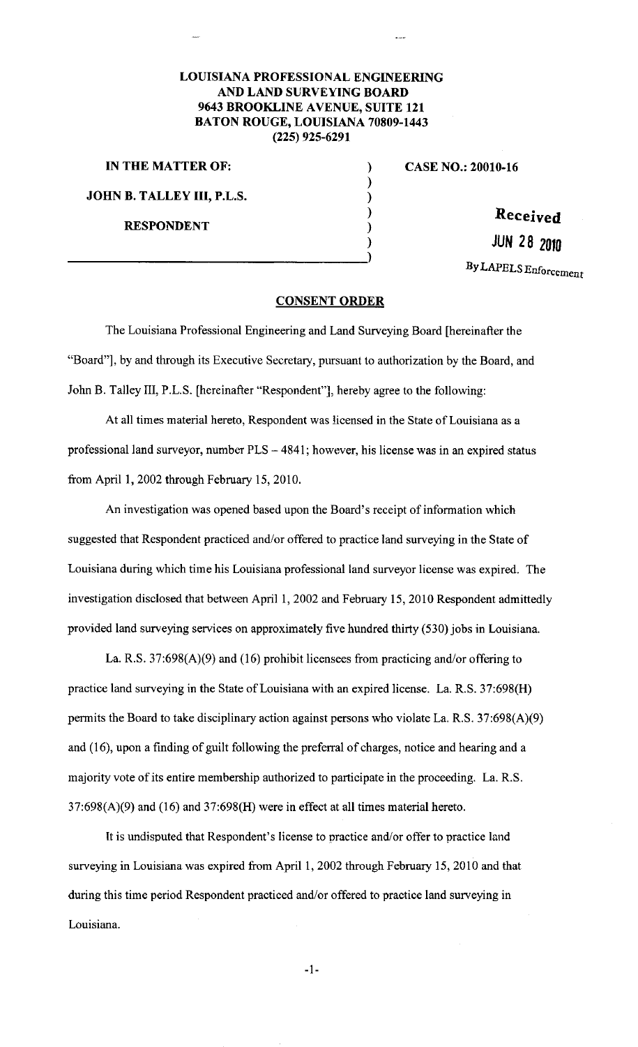**LOUISIANA PROFESSIONAL ENGINEERING AND LAND SURVEYING BOARD**
**9643 BROOKLINE AVENUE, SUITE 121**
**BATON ROUGE, LOUISIANA 70809-1443**
**(225) 925-6291**

**IN THE MATTER OF:**

**JOHN B. TALLEY III, P.L.S.**

**RESPONDENT**

**CASE NO.: 20010-16**

Received
JUN 28 2010
By LAPELS Enforcement

## CONSENT ORDER

The Louisiana Professional Engineering and Land Surveying Board [hereinafter the "Board"], by and through its Executive Secretary, pursuant to authorization by the Board, and John B. Talley III, P.L.S. [hereinafter "Respondent"], hereby agree to the following:

At all times material hereto, Respondent was licensed in the State of Louisiana as a professional land surveyor, number PLS – 4841; however, his license was in an expired status from April 1, 2002 through February 15, 2010.

An investigation was opened based upon the Board's receipt of information which suggested that Respondent practiced and/or offered to practice land surveying in the State of Louisiana during which time his Louisiana professional land surveyor license was expired. The investigation disclosed that between April 1, 2002 and February 15, 2010 Respondent admittedly provided land surveying services on approximately five hundred thirty (530) jobs in Louisiana.

La. R.S. 37:698(A)(9) and (16) prohibit licensees from practicing and/or offering to practice land surveying in the State of Louisiana with an expired license. La. R.S. 37:698(H) permits the Board to take disciplinary action against persons who violate La. R.S. 37:698(A)(9) and (16), upon a finding of guilt following the preferral of charges, notice and hearing and a majority vote of its entire membership authorized to participate in the proceeding. La. R.S. 37:698(A)(9) and (16) and 37:698(H) were in effect at all times material hereto.

It is undisputed that Respondent's license to practice and/or offer to practice land surveying in Louisiana was expired from April 1, 2002 through February 15, 2010 and that during this time period Respondent practiced and/or offered to practice land surveying in Louisiana.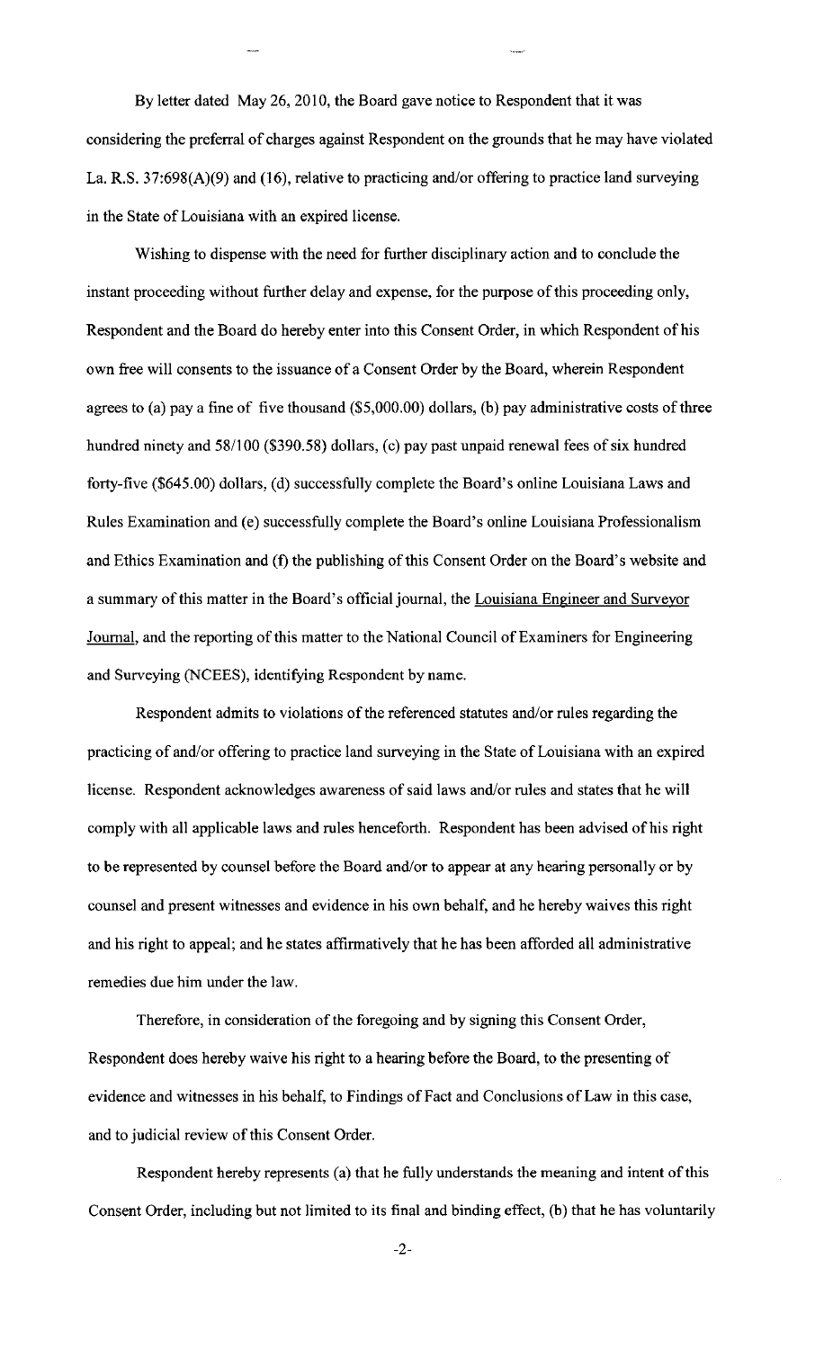By letter dated May 26, 2010, the Board gave notice to Respondent that it was considering the preferral of charges against Respondent on the grounds that he may have violated La. R.S. 37:698(A)(9) and (16), relative to practicing and/or offering to practice land surveying in the State of Louisiana with an expired license.

Wishing to dispense with the need for further disciplinary action and to conclude the instant proceeding without further delay and expense, for the purpose of this proceeding only, Respondent and the Board do hereby enter into this Consent Order, in which Respondent of his own free will consents to the issuance of a Consent Order by the Board, wherein Respondent agrees to (a) pay a fine of five thousand ($5,000.00) dollars, (b) pay administrative costs of three hundred ninety and 58/100 ($390.58) dollars, (c) pay past unpaid renewal fees of six hundred forty-five ($645.00) dollars, (d) successfully complete the Board's online Louisiana Laws and Rules Examination and (e) successfully complete the Board's online Louisiana Professionalism and Ethics Examination and (f) the publishing of this Consent Order on the Board's website and a summary of this matter in the Board's official journal, the Louisiana Engineer and Surveyor Journal, and the reporting of this matter to the National Council of Examiners for Engineering and Surveying (NCEES), identifying Respondent by name.

Respondent admits to violations of the referenced statutes and/or rules regarding the practicing of and/or offering to practice land surveying in the State of Louisiana with an expired license. Respondent acknowledges awareness of said laws and/or rules and states that he will comply with all applicable laws and rules henceforth. Respondent has been advised of his right to be represented by counsel before the Board and/or to appear at any hearing personally or by counsel and present witnesses and evidence in his own behalf, and he hereby waives this right and his right to appeal; and he states affirmatively that he has been afforded all administrative remedies due him under the law.

Therefore, in consideration of the foregoing and by signing this Consent Order, Respondent does hereby waive his right to a hearing before the Board, to the presenting of evidence and witnesses in his behalf, to Findings of Fact and Conclusions of Law in this case, and to judicial review of this Consent Order.

Respondent hereby represents (a) that he fully understands the meaning and intent of this Consent Order, including but not limited to its final and binding effect, (b) that he has voluntarily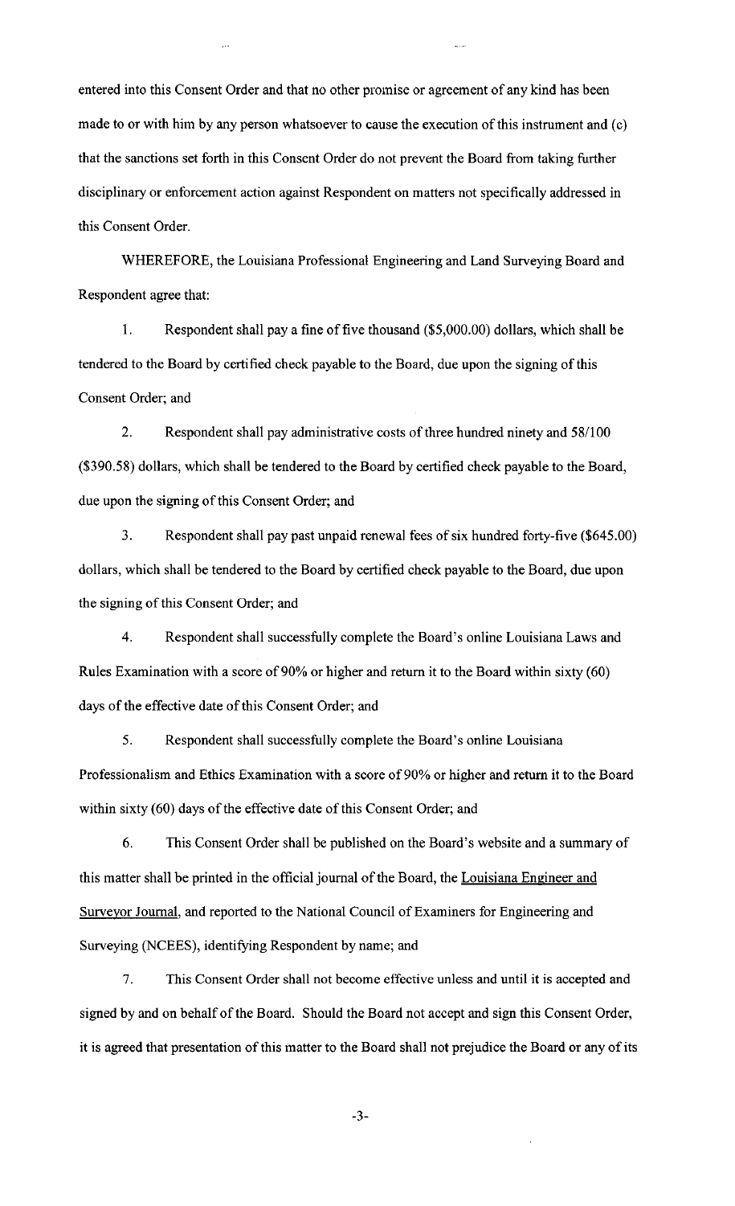entered into this Consent Order and that no other promise or agreement of any kind has been made to or with him by any person whatsoever to cause the execution of this instrument and (c) that the sanctions set forth in this Consent Order do not prevent the Board from taking further disciplinary or enforcement action against Respondent on matters not specifically addressed in this Consent Order.

WHEREFORE, the Louisiana Professional Engineering and Land Surveying Board and Respondent agree that:

1. Respondent shall pay a fine of five thousand ($5,000.00) dollars, which shall be tendered to the Board by certified check payable to the Board, due upon the signing of this Consent Order; and

2. Respondent shall pay administrative costs of three hundred ninety and 58/100 ($390.58) dollars, which shall be tendered to the Board by certified check payable to the Board, due upon the signing of this Consent Order; and

3. Respondent shall pay past unpaid renewal fees of six hundred forty-five ($645.00) dollars, which shall be tendered to the Board by certified check payable to the Board, due upon the signing of this Consent Order; and

4. Respondent shall successfully complete the Board's online Louisiana Laws and Rules Examination with a score of 90% or higher and return it to the Board within sixty (60) days of the effective date of this Consent Order; and

5. Respondent shall successfully complete the Board's online Louisiana Professionalism and Ethics Examination with a score of 90% or higher and return it to the Board within sixty (60) days of the effective date of this Consent Order; and

6. This Consent Order shall be published on the Board's website and a summary of this matter shall be printed in the official journal of the Board, the Louisiana Engineer and Surveyor Journal, and reported to the National Council of Examiners for Engineering and Surveying (NCEES), identifying Respondent by name; and

7. This Consent Order shall not become effective unless and until it is accepted and signed by and on behalf of the Board. Should the Board not accept and sign this Consent Order, it is agreed that presentation of this matter to the Board shall not prejudice the Board or any of its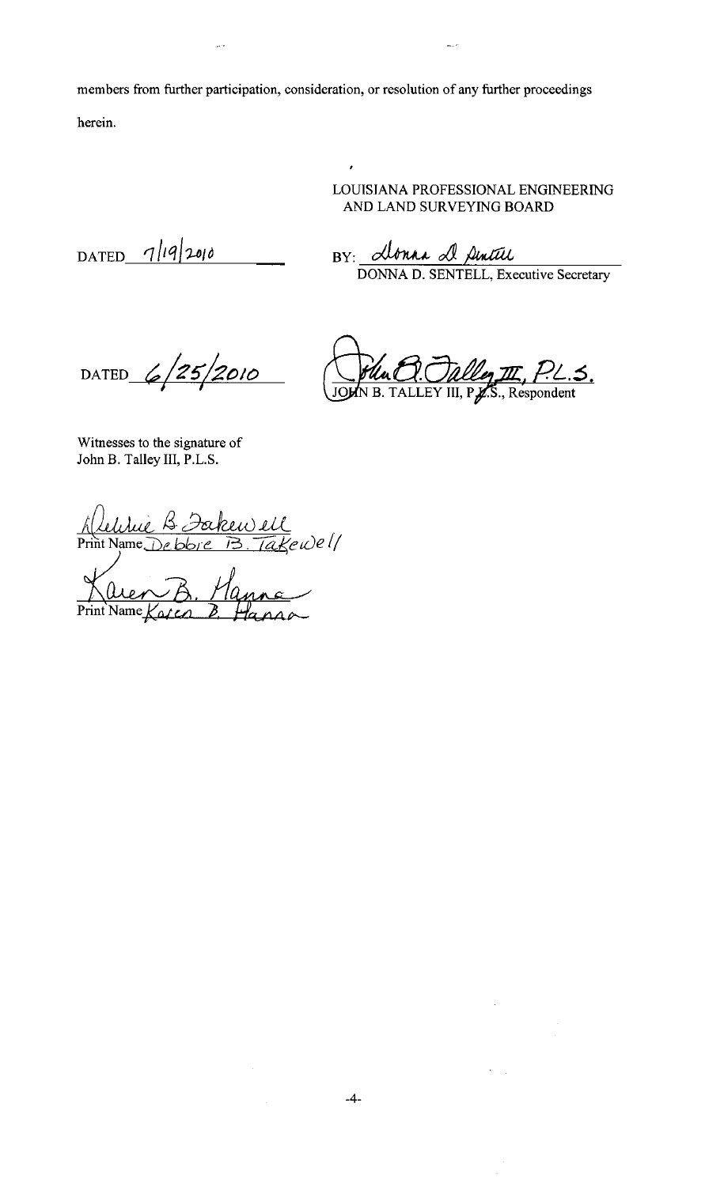members from further participation, consideration, or resolution of any further proceedings herein.

LOUISIANA PROFESSIONAL ENGINEERING AND LAND SURVEYING BOARD

DATED 7/19/2010

BY: Donna D. Sentell
DONNA D. SENTELL, Executive Secretary

DATED 6/25/2010

John B. Talley III, P.L.S.
JOHN B. TALLEY III, P.L.S., Respondent

Witnesses to the signature of
John B. Talley III, P.L.S.

Debbie B. Takewell
Print Name Debbie B. Takewell

Karen B. Hanna
Print Name Karen B. Hanna